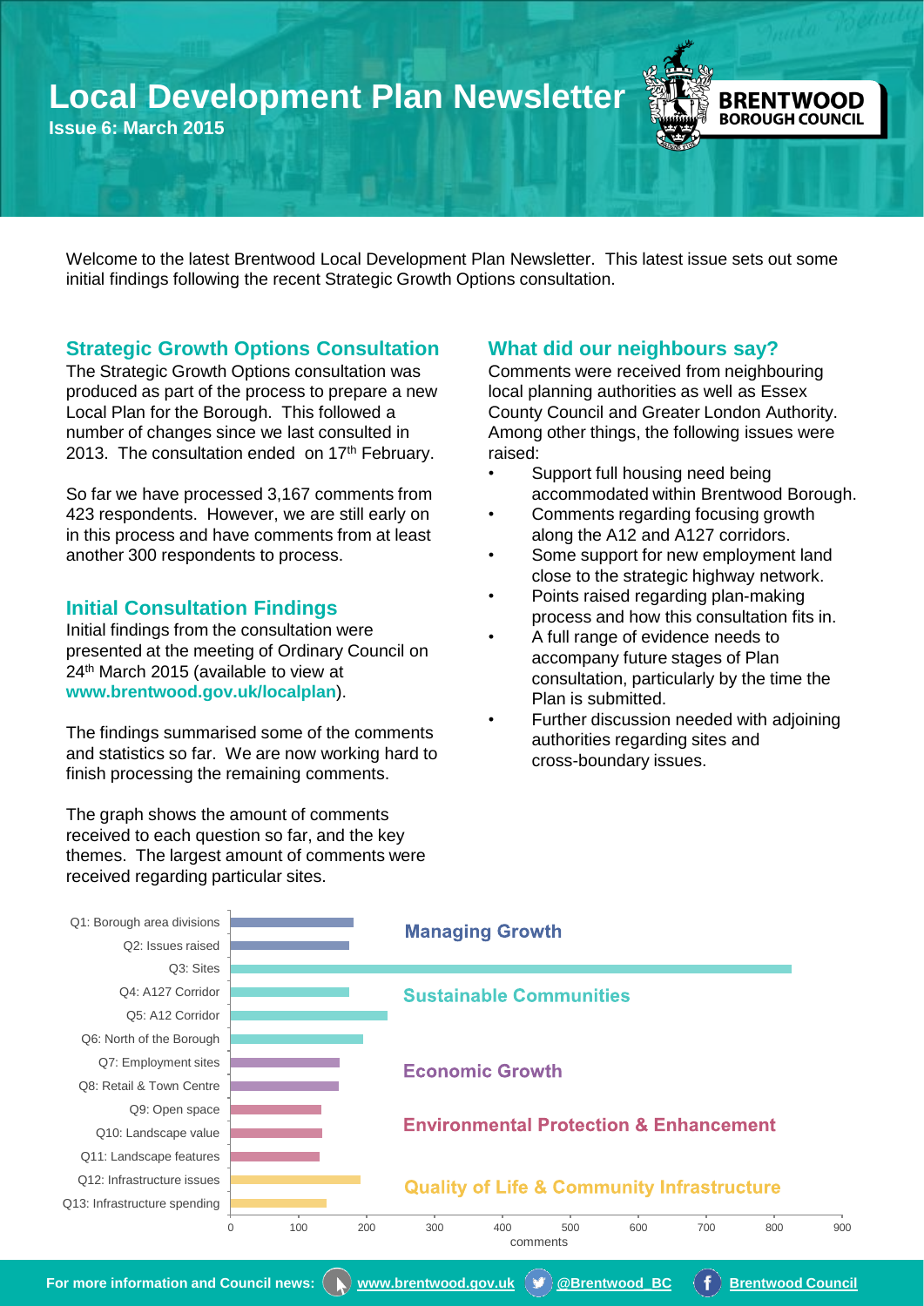# Local Development Plan Newsletter

**Issue 6: March 2015**

BRENTWOOD BOROUGH COUNCIL

Welcome to the latest Brentwood Local Development Plan Newsletter. This latest issue sets out some initial findings following the recent Strategic Growth Options consultation.

## Strategic Growth Options Consultation

The Strategic Growth Options consultation was produced as part of the process to prepare a new Local Plan for the Borough. This followed a number of changes since we last consulted in 2013. The consultation ended on 17th February.

So far we have processed 3,167 comments from 423 respondents. However, we are still early on in this process and have comments from at least another 300 respondents to process.

## Initial Consultation Findings

Initial findings from the consultation were presented at the meeting of Ordinary Council on 24th March 2015 (available to view at **www.brentwood.gov.uk/localplan**).

The findings summarised some of the comments and statistics so far. We are now working hard to finish processing the remaining comments.

The graph shows the amount of comments received to each question so far, and the key themes. The largest amount of comments were received regarding particular sites.

## What did our neighbours say?

Comments were received from neighbouring local planning authorities as well as Essex County Council and Greater London Authority. Among other things, the following issues were raised:

- Support full housing need being accommodated within Brentwood Borough.
- Comments regarding focusing growth along the A12 and A127 corridors.
- Some support for new employment land close to the strategic highway network.
- Points raised regarding plan-making process and how this consultation fits in.
- A full range of evidence needs to accompany future stages of Plan consultation, particularly by the time the Plan is submitted.
- Further discussion needed with adjoining authorities regarding sites and cross-boundary issues.

| Question | Theme | Comments (approx.) |
| --- | --- | --- |
| Q1: Borough area divisions | Managing Growth | 180 |
| Q2: Issues raised | Managing Growth | 175 |
| Q3: Sites | Sustainable Communities | 825 |
| Q4: A127 Corridor | Sustainable Communities | 175 |
| Q5: A12 Corridor | Sustainable Communities | 230 |
| Q6: North of the Borough | Sustainable Communities | 195 |
| Q7: Employment sites | Economic Growth | 160 |
| Q8: Retail & Town Centre | Economic Growth | 160 |
| Q9: Open space | Environmental Protection & Enhancement | 135 |
| Q10: Landscape value | Environmental Protection & Enhancement | 135 |
| Q11: Landscape features | Environmental Protection & Enhancement | 130 |
| Q12: Infrastructure issues | Quality of Life & Community Infrastructure | 190 |
| Q13: Infrastructure spending | Quality of Life & Community Infrastructure | 140 |

For more information and Council news: www.brentwood.gov.uk | @Brentwood_BC | Brentwood Council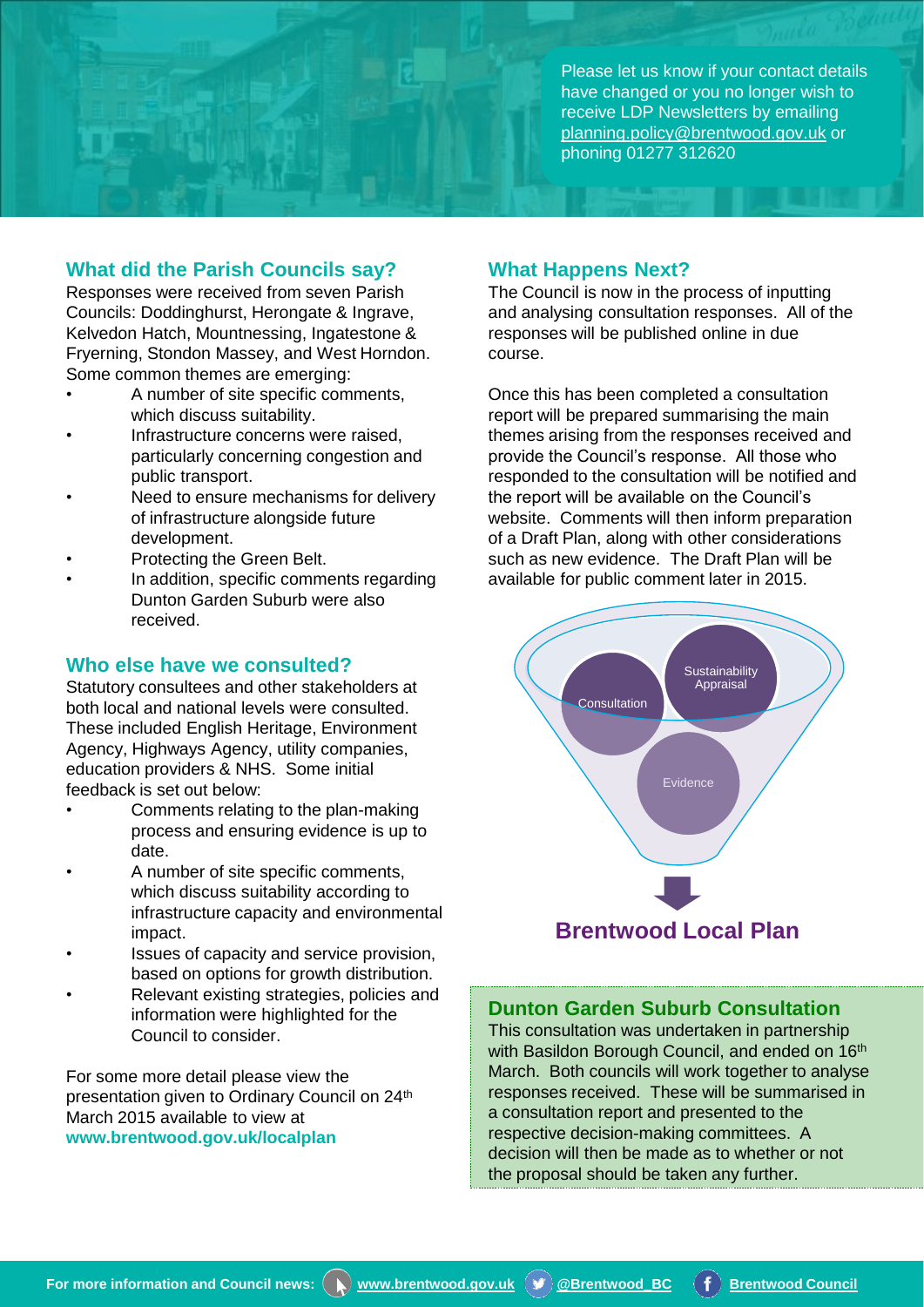Please let us know if your contact details have changed or you no longer wish to receive LDP Newsletters by emailing planning.policy@brentwood.gov.uk or phoning 01277 312620

## What did the Parish Councils say?

Responses were received from seven Parish Councils: Doddinghurst, Herongate & Ingrave, Kelvedon Hatch, Mountnessing, Ingatestone & Fryerning, Stondon Massey, and West Horndon. Some common themes are emerging:

- A number of site specific comments, which discuss suitability.
- Infrastructure concerns were raised, particularly concerning congestion and public transport.
- Need to ensure mechanisms for delivery of infrastructure alongside future development.
- Protecting the Green Belt.
- In addition, specific comments regarding Dunton Garden Suburb were also received.

## Who else have we consulted?

Statutory consultees and other stakeholders at both local and national levels were consulted. These included English Heritage, Environment Agency, Highways Agency, utility companies, education providers & NHS. Some initial feedback is set out below:

- Comments relating to the plan-making process and ensuring evidence is up to date.
- A number of site specific comments, which discuss suitability according to infrastructure capacity and environmental impact.
- Issues of capacity and service provision, based on options for growth distribution.
- Relevant existing strategies, policies and information were highlighted for the Council to consider.

For some more detail please view the presentation given to Ordinary Council on 24th March 2015 available to view at **www.brentwood.gov.uk/localplan**

## What Happens Next?

The Council is now in the process of inputting and analysing consultation responses. All of the responses will be published online in due course.

Once this has been completed a consultation report will be prepared summarising the main themes arising from the responses received and provide the Council's response. All those who responded to the consultation will be notified and the report will be available on the Council's website. Comments will then inform preparation of a Draft Plan, along with other considerations such as new evidence. The Draft Plan will be available for public comment later in 2015.

Consultation

Sustainability Appraisal

Evidence

**Brentwood Local Plan**

## Dunton Garden Suburb Consultation

This consultation was undertaken in partnership with Basildon Borough Council, and ended on 16th March. Both councils will work together to analyse responses received. These will be summarised in a consultation report and presented to the respective decision-making committees. A decision will then be made as to whether or not the proposal should be taken any further.

**For more information and Council news:** www.brentwood.gov.uk @Brentwood_BC Brentwood Council